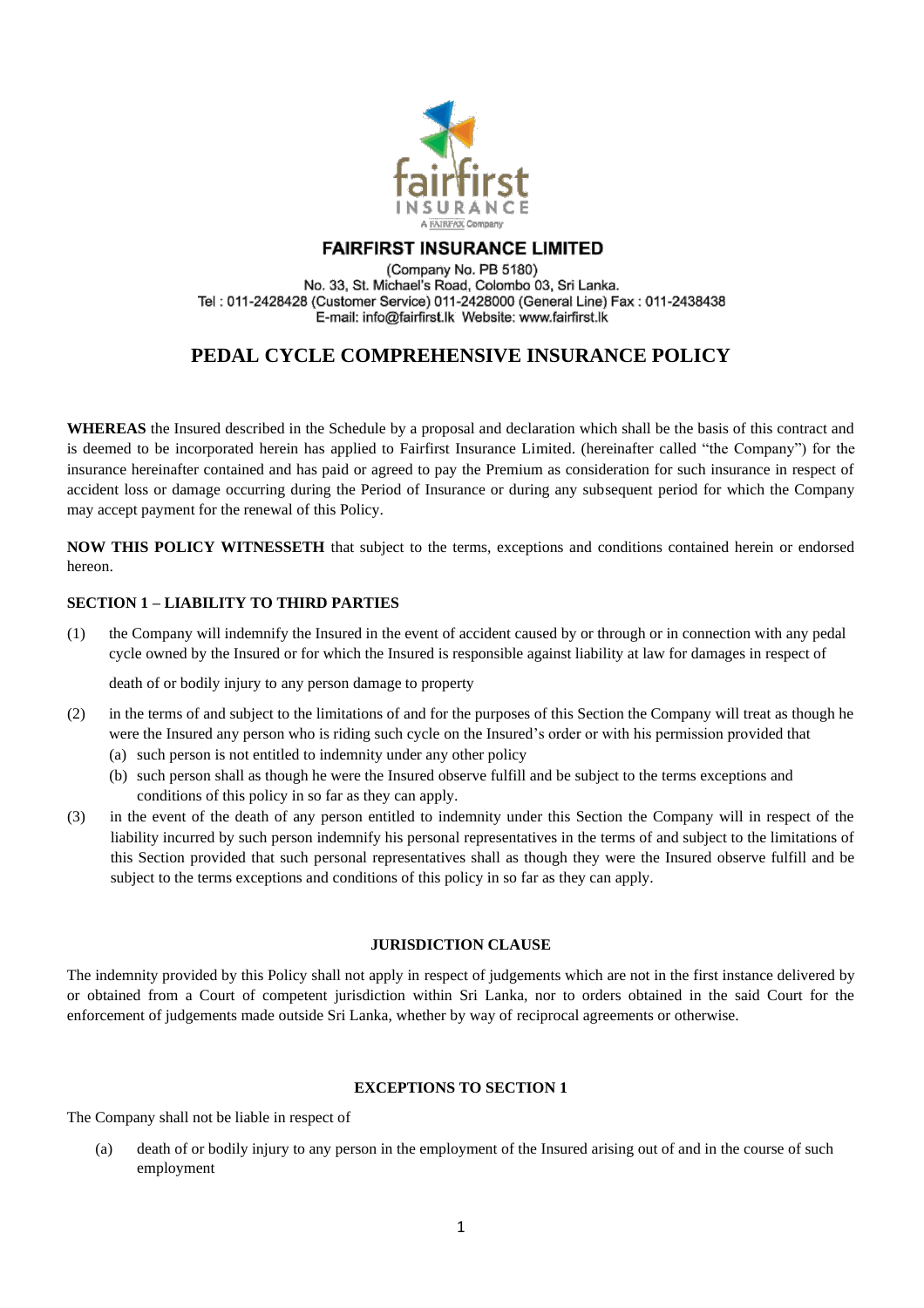**FAIRFIRST INSURANCE LIMITED**

(Company No. PB 5180)
No. 33, St. Michael's Road, Colombo 03, Sri Lanka.
Tel : 011-2428428 (Customer Service) 011-2428000 (General Line) Fax : 011-2438438
E-mail: info@fairfirst.lk Website: www.fairfirst.lk

# PEDAL CYCLE COMPREHENSIVE INSURANCE POLICY

**WHEREAS** the Insured described in the Schedule by a proposal and declaration which shall be the basis of this contract and is deemed to be incorporated herein has applied to Fairfirst Insurance Limited. (hereinafter called "the Company") for the insurance hereinafter contained and has paid or agreed to pay the Premium as consideration for such insurance in respect of accident loss or damage occurring during the Period of Insurance or during any subsequent period for which the Company may accept payment for the renewal of this Policy.

**NOW THIS POLICY WITNESSETH** that subject to the terms, exceptions and conditions contained herein or endorsed hereon.

### SECTION 1 – LIABILITY TO THIRD PARTIES

(1) the Company will indemnify the Insured in the event of accident caused by or through or in connection with any pedal cycle owned by the Insured or for which the Insured is responsible against liability at law for damages in respect of

death of or bodily injury to any person damage to property

(2) in the terms of and subject to the limitations of and for the purposes of this Section the Company will treat as though he were the Insured any person who is riding such cycle on the Insured's order or with his permission provided that
   (a) such person is not entitled to indemnity under any other policy
   (b) such person shall as though he were the Insured observe fulfill and be subject to the terms exceptions and conditions of this policy in so far as they can apply.

(3) in the event of the death of any person entitled to indemnity under this Section the Company will in respect of the liability incurred by such person indemnify his personal representatives in the terms of and subject to the limitations of this Section provided that such personal representatives shall as though they were the Insured observe fulfill and be subject to the terms exceptions and conditions of this policy in so far as they can apply.

### JURISDICTION CLAUSE

The indemnity provided by this Policy shall not apply in respect of judgements which are not in the first instance delivered by or obtained from a Court of competent jurisdiction within Sri Lanka, nor to orders obtained in the said Court for the enforcement of judgements made outside Sri Lanka, whether by way of reciprocal agreements or otherwise.

### EXCEPTIONS TO SECTION 1

The Company shall not be liable in respect of

(a) death of or bodily injury to any person in the employment of the Insured arising out of and in the course of such employment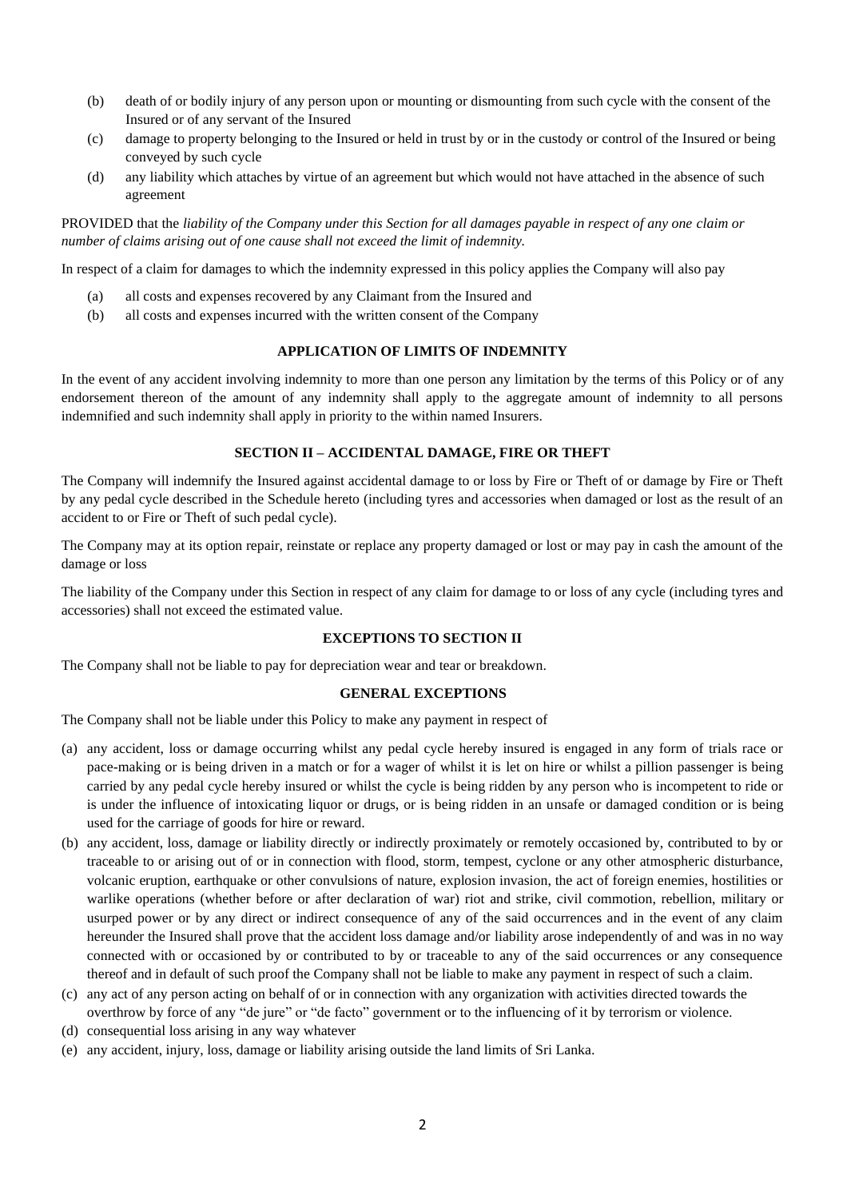(b) death of or bodily injury of any person upon or mounting or dismounting from such cycle with the consent of the Insured or of any servant of the Insured

(c) damage to property belonging to the Insured or held in trust by or in the custody or control of the Insured or being conveyed by such cycle

(d) any liability which attaches by virtue of an agreement but which would not have attached in the absence of such agreement

PROVIDED that the *liability of the Company under this Section for all damages payable in respect of any one claim or number of claims arising out of one cause shall not exceed the limit of indemnity.*

In respect of a claim for damages to which the indemnity expressed in this policy applies the Company will also pay

(a) all costs and expenses recovered by any Claimant from the Insured and

(b) all costs and expenses incurred with the written consent of the Company

**APPLICATION OF LIMITS OF INDEMNITY**

In the event of any accident involving indemnity to more than one person any limitation by the terms of this Policy or of any endorsement thereon of the amount of any indemnity shall apply to the aggregate amount of indemnity to all persons indemnified and such indemnity shall apply in priority to the within named Insurers.

**SECTION II – ACCIDENTAL DAMAGE, FIRE OR THEFT**

The Company will indemnify the Insured against accidental damage to or loss by Fire or Theft of or damage by Fire or Theft by any pedal cycle described in the Schedule hereto (including tyres and accessories when damaged or lost as the result of an accident to or Fire or Theft of such pedal cycle).

The Company may at its option repair, reinstate or replace any property damaged or lost or may pay in cash the amount of the damage or loss

The liability of the Company under this Section in respect of any claim for damage to or loss of any cycle (including tyres and accessories) shall not exceed the estimated value.

**EXCEPTIONS TO SECTION II**

The Company shall not be liable to pay for depreciation wear and tear or breakdown.

**GENERAL EXCEPTIONS**

The Company shall not be liable under this Policy to make any payment in respect of

(a) any accident, loss or damage occurring whilst any pedal cycle hereby insured is engaged in any form of trials race or pace-making or is being driven in a match or for a wager of whilst it is let on hire or whilst a pillion passenger is being carried by any pedal cycle hereby insured or whilst the cycle is being ridden by any person who is incompetent to ride or is under the influence of intoxicating liquor or drugs, or is being ridden in an unsafe or damaged condition or is being used for the carriage of goods for hire or reward.

(b) any accident, loss, damage or liability directly or indirectly proximately or remotely occasioned by, contributed to by or traceable to or arising out of or in connection with flood, storm, tempest, cyclone or any other atmospheric disturbance, volcanic eruption, earthquake or other convulsions of nature, explosion invasion, the act of foreign enemies, hostilities or warlike operations (whether before or after declaration of war) riot and strike, civil commotion, rebellion, military or usurped power or by any direct or indirect consequence of any of the said occurrences and in the event of any claim hereunder the Insured shall prove that the accident loss damage and/or liability arose independently of and was in no way connected with or occasioned by or contributed to by or traceable to any of the said occurrences or any consequence thereof and in default of such proof the Company shall not be liable to make any payment in respect of such a claim.

(c) any act of any person acting on behalf of or in connection with any organization with activities directed towards the overthrow by force of any "de jure" or "de facto" government or to the influencing of it by terrorism or violence.

(d) consequential loss arising in any way whatever

(e) any accident, injury, loss, damage or liability arising outside the land limits of Sri Lanka.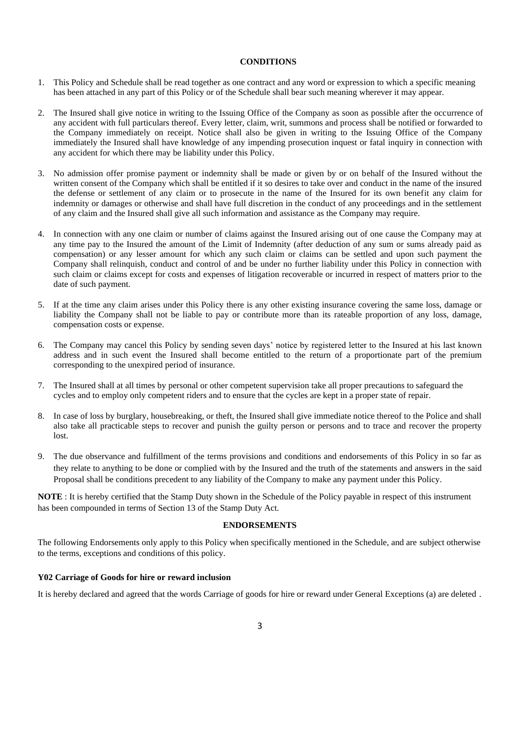## CONDITIONS

1. This Policy and Schedule shall be read together as one contract and any word or expression to which a specific meaning has been attached in any part of this Policy or of the Schedule shall bear such meaning wherever it may appear.

2. The Insured shall give notice in writing to the Issuing Office of the Company as soon as possible after the occurrence of any accident with full particulars thereof. Every letter, claim, writ, summons and process shall be notified or forwarded to the Company immediately on receipt. Notice shall also be given in writing to the Issuing Office of the Company immediately the Insured shall have knowledge of any impending prosecution inquest or fatal inquiry in connection with any accident for which there may be liability under this Policy.

3. No admission offer promise payment or indemnity shall be made or given by or on behalf of the Insured without the written consent of the Company which shall be entitled if it so desires to take over and conduct in the name of the insured the defense or settlement of any claim or to prosecute in the name of the Insured for its own benefit any claim for indemnity or damages or otherwise and shall have full discretion in the conduct of any proceedings and in the settlement of any claim and the Insured shall give all such information and assistance as the Company may require.

4. In connection with any one claim or number of claims against the Insured arising out of one cause the Company may at any time pay to the Insured the amount of the Limit of Indemnity (after deduction of any sum or sums already paid as compensation) or any lesser amount for which any such claim or claims can be settled and upon such payment the Company shall relinquish, conduct and control of and be under no further liability under this Policy in connection with such claim or claims except for costs and expenses of litigation recoverable or incurred in respect of matters prior to the date of such payment.

5. If at the time any claim arises under this Policy there is any other existing insurance covering the same loss, damage or liability the Company shall not be liable to pay or contribute more than its rateable proportion of any loss, damage, compensation costs or expense.

6. The Company may cancel this Policy by sending seven days' notice by registered letter to the Insured at his last known address and in such event the Insured shall become entitled to the return of a proportionate part of the premium corresponding to the unexpired period of insurance.

7. The Insured shall at all times by personal or other competent supervision take all proper precautions to safeguard the cycles and to employ only competent riders and to ensure that the cycles are kept in a proper state of repair.

8. In case of loss by burglary, housebreaking, or theft, the Insured shall give immediate notice thereof to the Police and shall also take all practicable steps to recover and punish the guilty person or persons and to trace and recover the property lost.

9. The due observance and fulfillment of the terms provisions and conditions and endorsements of this Policy in so far as they relate to anything to be done or complied with by the Insured and the truth of the statements and answers in the said Proposal shall be conditions precedent to any liability of the Company to make any payment under this Policy.

**NOTE** : It is hereby certified that the Stamp Duty shown in the Schedule of the Policy payable in respect of this instrument has been compounded in terms of Section 13 of the Stamp Duty Act.

## ENDORSEMENTS

The following Endorsements only apply to this Policy when specifically mentioned in the Schedule, and are subject otherwise to the terms, exceptions and conditions of this policy.

### Y02 Carriage of Goods for hire or reward inclusion

It is hereby declared and agreed that the words Carriage of goods for hire or reward under General Exceptions (a) are deleted .